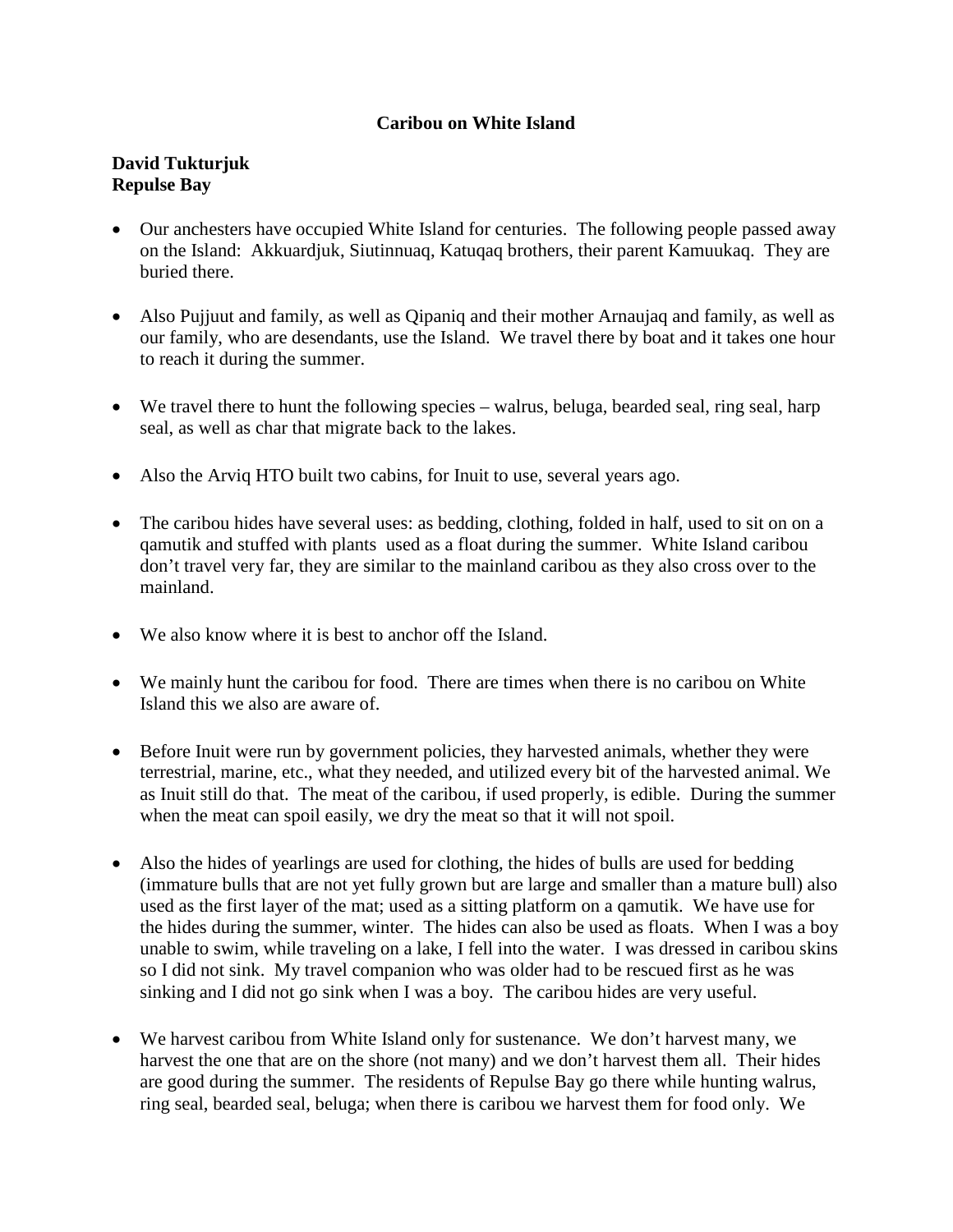# Caribou on White Island

**David Tukturjuk**
**Repulse Bay**

- Our anchesters have occupied White Island for centuries. The following people passed away on the Island: Akkuardjuk, Siutinnuaq, Katuqaq brothers, their parent Kamuukaq. They are buried there.

- Also Pujjuut and family, as well as Qipaniq and their mother Arnaujaq and family, as well as our family, who are desendants, use the Island. We travel there by boat and it takes one hour to reach it during the summer.

- We travel there to hunt the following species – walrus, beluga, bearded seal, ring seal, harp seal, as well as char that migrate back to the lakes.

- Also the Arviq HTO built two cabins, for Inuit to use, several years ago.

- The caribou hides have several uses: as bedding, clothing, folded in half, used to sit on on a qamutik and stuffed with plants used as a float during the summer. White Island caribou don't travel very far, they are similar to the mainland caribou as they also cross over to the mainland.

- We also know where it is best to anchor off the Island.

- We mainly hunt the caribou for food. There are times when there is no caribou on White Island this we also are aware of.

- Before Inuit were run by government policies, they harvested animals, whether they were terrestrial, marine, etc., what they needed, and utilized every bit of the harvested animal. We as Inuit still do that. The meat of the caribou, if used properly, is edible. During the summer when the meat can spoil easily, we dry the meat so that it will not spoil.

- Also the hides of yearlings are used for clothing, the hides of bulls are used for bedding (immature bulls that are not yet fully grown but are large and smaller than a mature bull) also used as the first layer of the mat; used as a sitting platform on a qamutik. We have use for the hides during the summer, winter. The hides can also be used as floats. When I was a boy unable to swim, while traveling on a lake, I fell into the water. I was dressed in caribou skins so I did not sink. My travel companion who was older had to be rescued first as he was sinking and I did not go sink when I was a boy. The caribou hides are very useful.

- We harvest caribou from White Island only for sustenance. We don't harvest many, we harvest the one that are on the shore (not many) and we don't harvest them all. Their hides are good during the summer. The residents of Repulse Bay go there while hunting walrus, ring seal, bearded seal, beluga; when there is caribou we harvest them for food only. We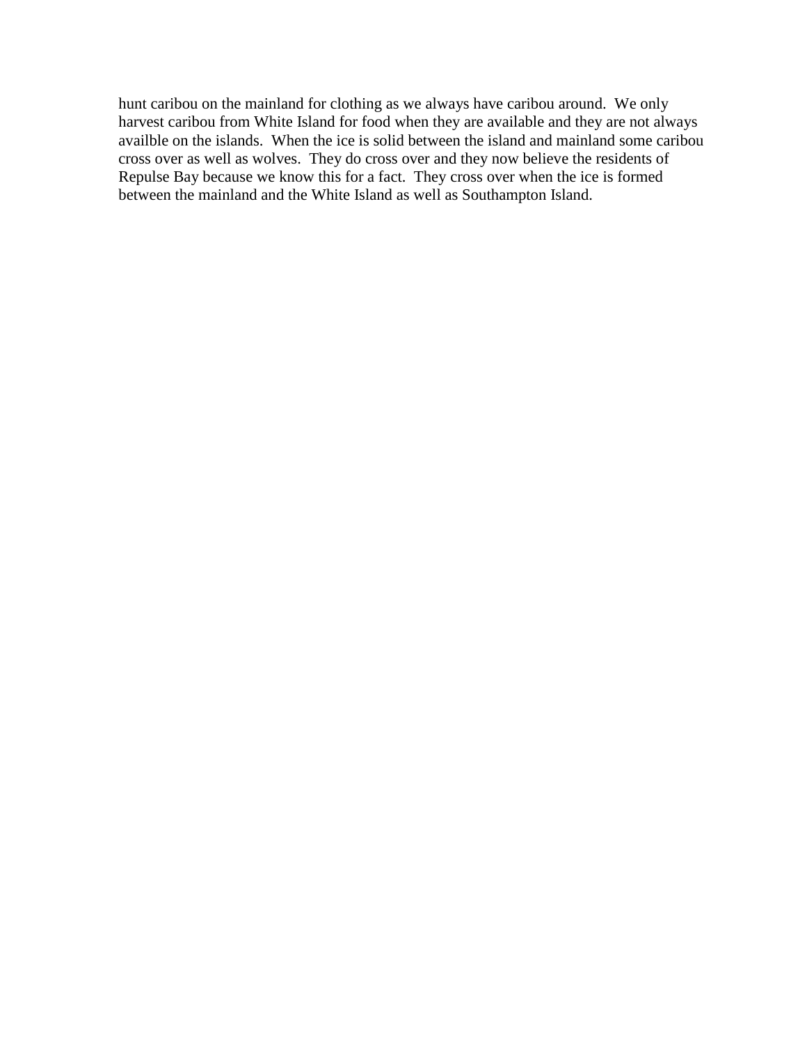hunt caribou on the mainland for clothing as we always have caribou around. We only harvest caribou from White Island for food when they are available and they are not always availble on the islands. When the ice is solid between the island and mainland some caribou cross over as well as wolves. They do cross over and they now believe the residents of Repulse Bay because we know this for a fact. They cross over when the ice is formed between the mainland and the White Island as well as Southampton Island.